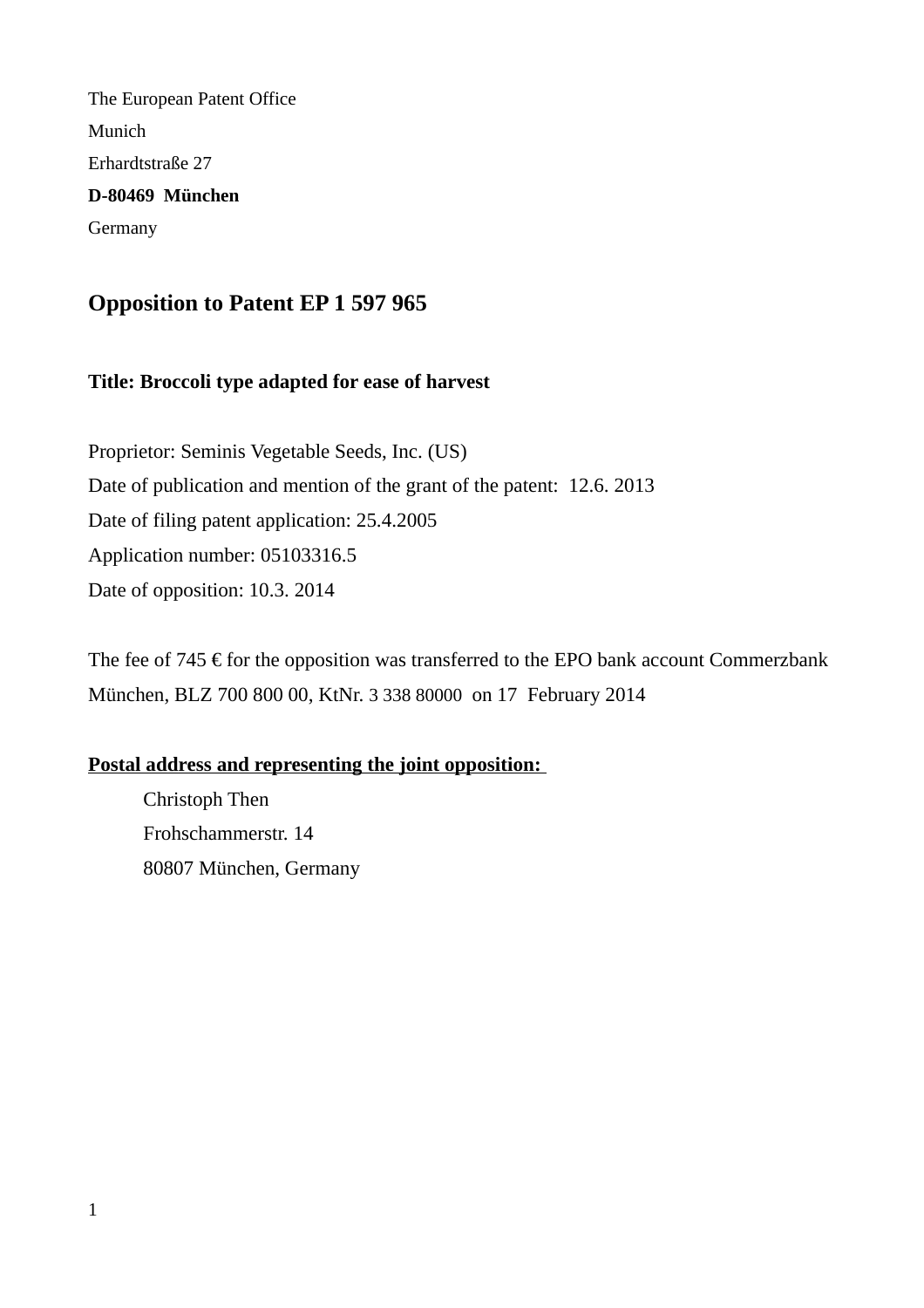The European Patent Office

Munich

Erhardtstraße 27

**D-80469 München**

Germany

## Opposition to Patent EP 1 597 965

**Title: Broccoli type adapted for ease of harvest**

Proprietor: Seminis Vegetable Seeds, Inc. (US)

Date of publication and mention of the grant of the patent: 12.6. 2013

Date of filing patent application: 25.4.2005

Application number: 05103316.5

Date of opposition: 10.3. 2014

The fee of 745 € for the opposition was transferred to the EPO bank account Commerzbank München, BLZ 700 800 00, KtNr. 3 338 80000 on 17 February 2014

**Postal address and representing the joint opposition:**

Christoph Then

Frohschammerstr. 14

80807 München, Germany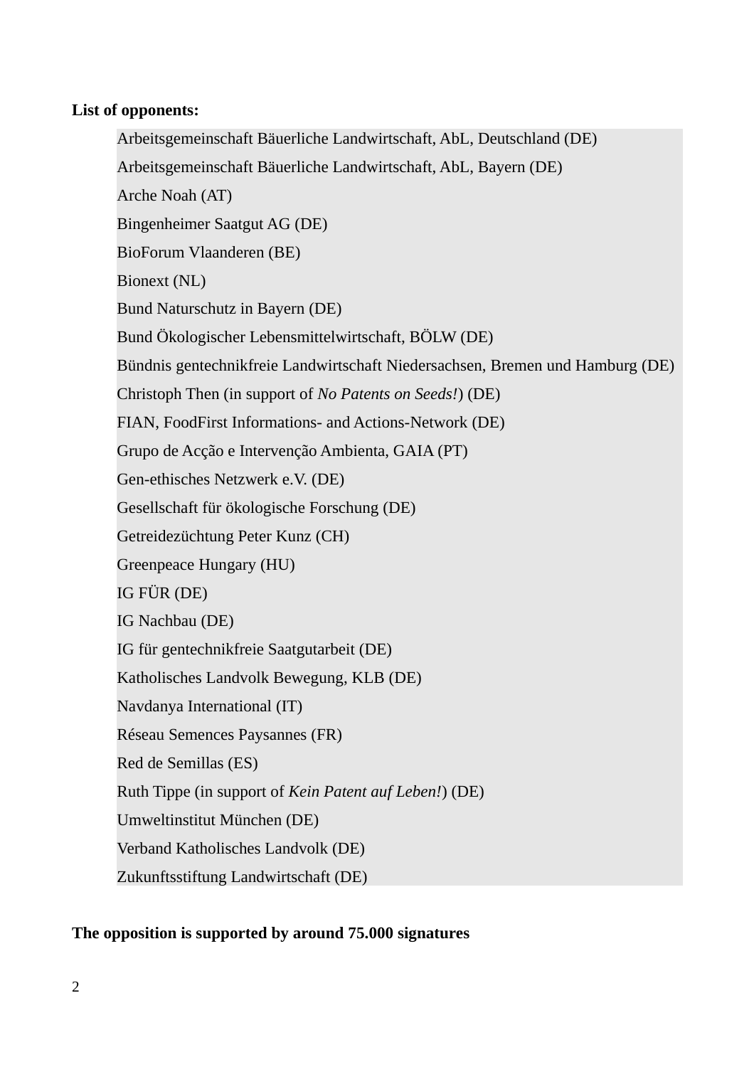**List of opponents:**

- Arbeitsgemeinschaft Bäuerliche Landwirtschaft, AbL, Deutschland (DE)
- Arbeitsgemeinschaft Bäuerliche Landwirtschaft, AbL, Bayern (DE)
- Arche Noah (AT)
- Bingenheimer Saatgut AG (DE)
- BioForum Vlaanderen (BE)
- Bionext (NL)
- Bund Naturschutz in Bayern (DE)
- Bund Ökologischer Lebensmittelwirtschaft, BÖLW (DE)
- Bündnis gentechnikfreie Landwirtschaft Niedersachsen, Bremen und Hamburg (DE)
- Christoph Then (in support of *No Patents on Seeds!*) (DE)
- FIAN, FoodFirst Informations- and Actions-Network (DE)
- Grupo de Acção e Intervenção Ambienta, GAIA (PT)
- Gen-ethisches Netzwerk e.V. (DE)
- Gesellschaft für ökologische Forschung (DE)
- Getreidezüchtung Peter Kunz (CH)
- Greenpeace Hungary (HU)
- IG FÜR (DE)
- IG Nachbau (DE)
- IG für gentechnikfreie Saatgutarbeit (DE)
- Katholisches Landvolk Bewegung, KLB (DE)
- Navdanya International (IT)
- Réseau Semences Paysannes (FR)
- Red de Semillas (ES)
- Ruth Tippe (in support of *Kein Patent auf Leben!*) (DE)
- Umweltinstitut München (DE)
- Verband Katholisches Landvolk (DE)
- Zukunftsstiftung Landwirtschaft (DE)

**The opposition is supported by around 75.000 signatures**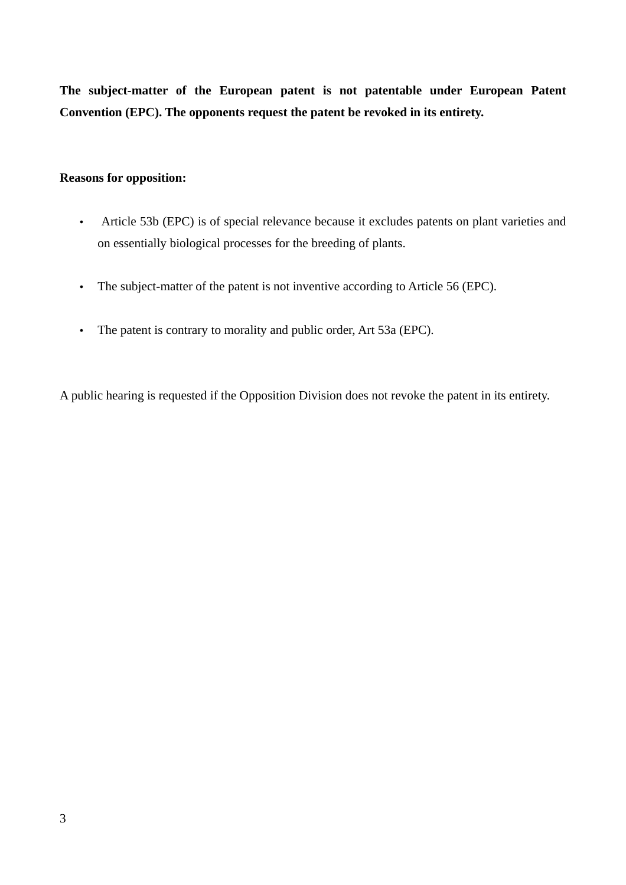**The subject-matter of the European patent is not patentable under European Patent Convention (EPC). The opponents request the patent be revoked in its entirety.**

**Reasons for opposition:**

- Article 53b (EPC) is of special relevance because it excludes patents on plant varieties and on essentially biological processes for the breeding of plants.

- The subject-matter of the patent is not inventive according to Article 56 (EPC).

- The patent is contrary to morality and public order, Art 53a (EPC).

A public hearing is requested if the Opposition Division does not revoke the patent in its entirety.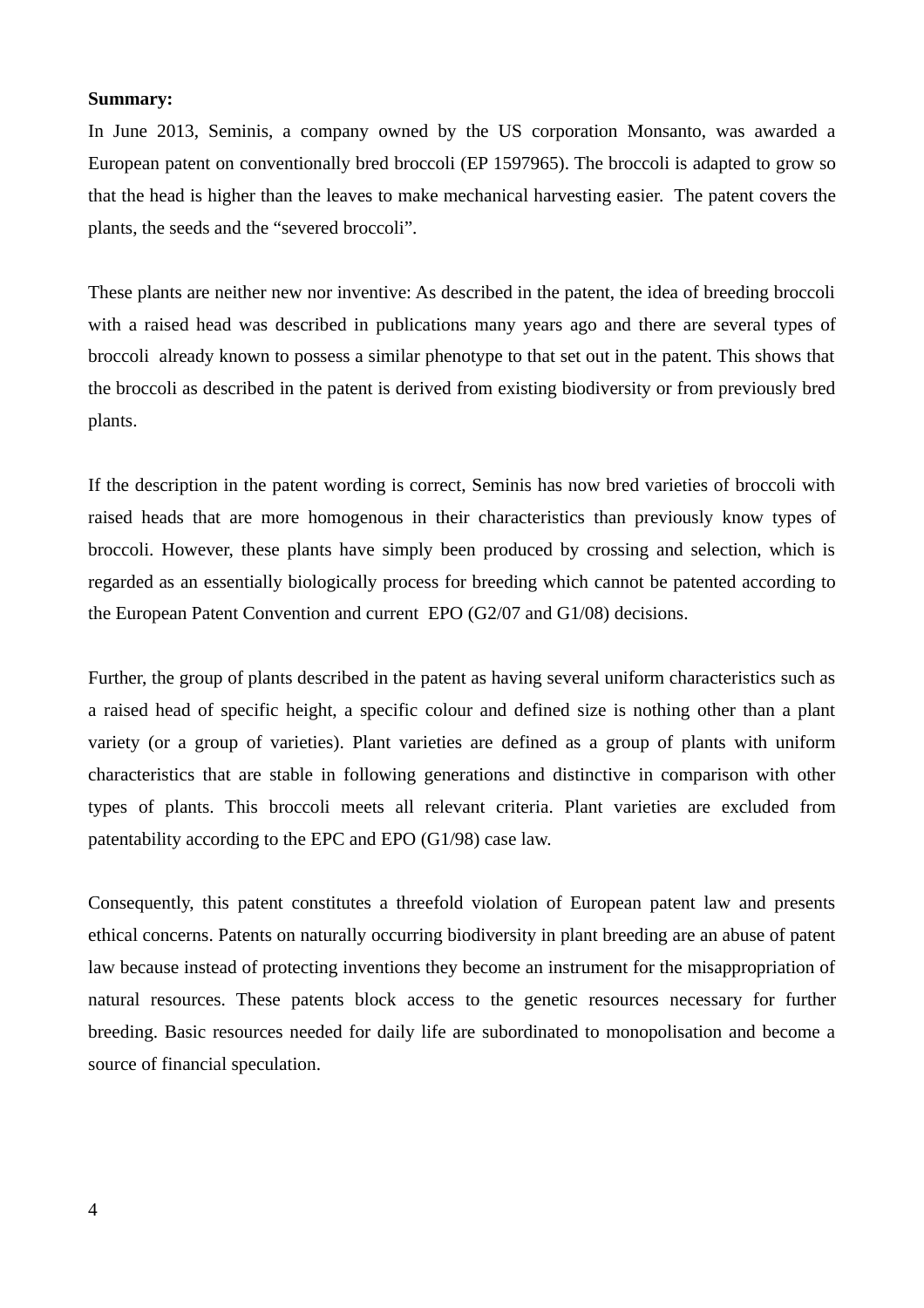**Summary:**

In June 2013, Seminis, a company owned by the US corporation Monsanto, was awarded a European patent on conventionally bred broccoli (EP 1597965). The broccoli is adapted to grow so that the head is higher than the leaves to make mechanical harvesting easier. The patent covers the plants, the seeds and the "severed broccoli".

These plants are neither new nor inventive: As described in the patent, the idea of breeding broccoli with a raised head was described in publications many years ago and there are several types of broccoli already known to possess a similar phenotype to that set out in the patent. This shows that the broccoli as described in the patent is derived from existing biodiversity or from previously bred plants.

If the description in the patent wording is correct, Seminis has now bred varieties of broccoli with raised heads that are more homogenous in their characteristics than previously know types of broccoli. However, these plants have simply been produced by crossing and selection, which is regarded as an essentially biologically process for breeding which cannot be patented according to the European Patent Convention and current EPO (G2/07 and G1/08) decisions.

Further, the group of plants described in the patent as having several uniform characteristics such as a raised head of specific height, a specific colour and defined size is nothing other than a plant variety (or a group of varieties). Plant varieties are defined as a group of plants with uniform characteristics that are stable in following generations and distinctive in comparison with other types of plants. This broccoli meets all relevant criteria. Plant varieties are excluded from patentability according to the EPC and EPO (G1/98) case law.

Consequently, this patent constitutes a threefold violation of European patent law and presents ethical concerns. Patents on naturally occurring biodiversity in plant breeding are an abuse of patent law because instead of protecting inventions they become an instrument for the misappropriation of natural resources. These patents block access to the genetic resources necessary for further breeding. Basic resources needed for daily life are subordinated to monopolisation and become a source of financial speculation.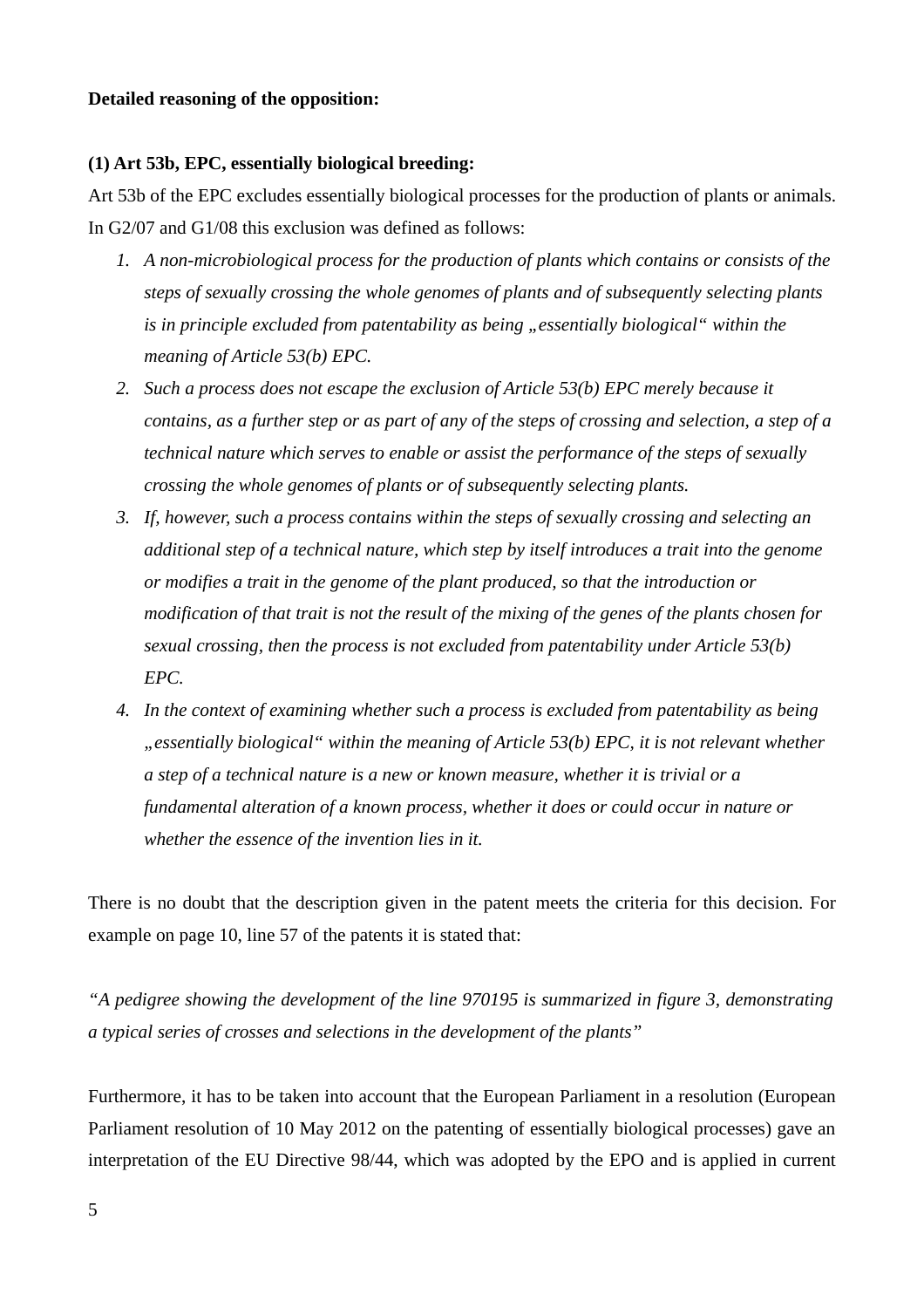**Detailed reasoning of the opposition:**

**(1) Art 53b, EPC, essentially biological breeding:**

Art 53b of the EPC excludes essentially biological processes for the production of plants or animals. In G2/07 and G1/08 this exclusion was defined as follows:

1. *A non-microbiological process for the production of plants which contains or consists of the steps of sexually crossing the whole genomes of plants and of subsequently selecting plants is in principle excluded from patentability as being „essentially biological“ within the meaning of Article 53(b) EPC.*
2. *Such a process does not escape the exclusion of Article 53(b) EPC merely because it contains, as a further step or as part of any of the steps of crossing and selection, a step of a technical nature which serves to enable or assist the performance of the steps of sexually crossing the whole genomes of plants or of subsequently selecting plants.*
3. *If, however, such a process contains within the steps of sexually crossing and selecting an additional step of a technical nature, which step by itself introduces a trait into the genome or modifies a trait in the genome of the plant produced, so that the introduction or modification of that trait is not the result of the mixing of the genes of the plants chosen for sexual crossing, then the process is not excluded from patentability under Article 53(b) EPC.*
4. *In the context of examining whether such a process is excluded from patentability as being „essentially biological“ within the meaning of Article 53(b) EPC, it is not relevant whether a step of a technical nature is a new or known measure, whether it is trivial or a fundamental alteration of a known process, whether it does or could occur in nature or whether the essence of the invention lies in it.*

There is no doubt that the description given in the patent meets the criteria for this decision. For example on page 10, line 57 of the patents it is stated that:

*"A pedigree showing the development of the line 970195 is summarized in figure 3, demonstrating a typical series of crosses and selections in the development of the plants"*

Furthermore, it has to be taken into account that the European Parliament in a resolution (European Parliament resolution of 10 May 2012 on the patenting of essentially biological processes) gave an interpretation of the EU Directive 98/44, which was adopted by the EPO and is applied in current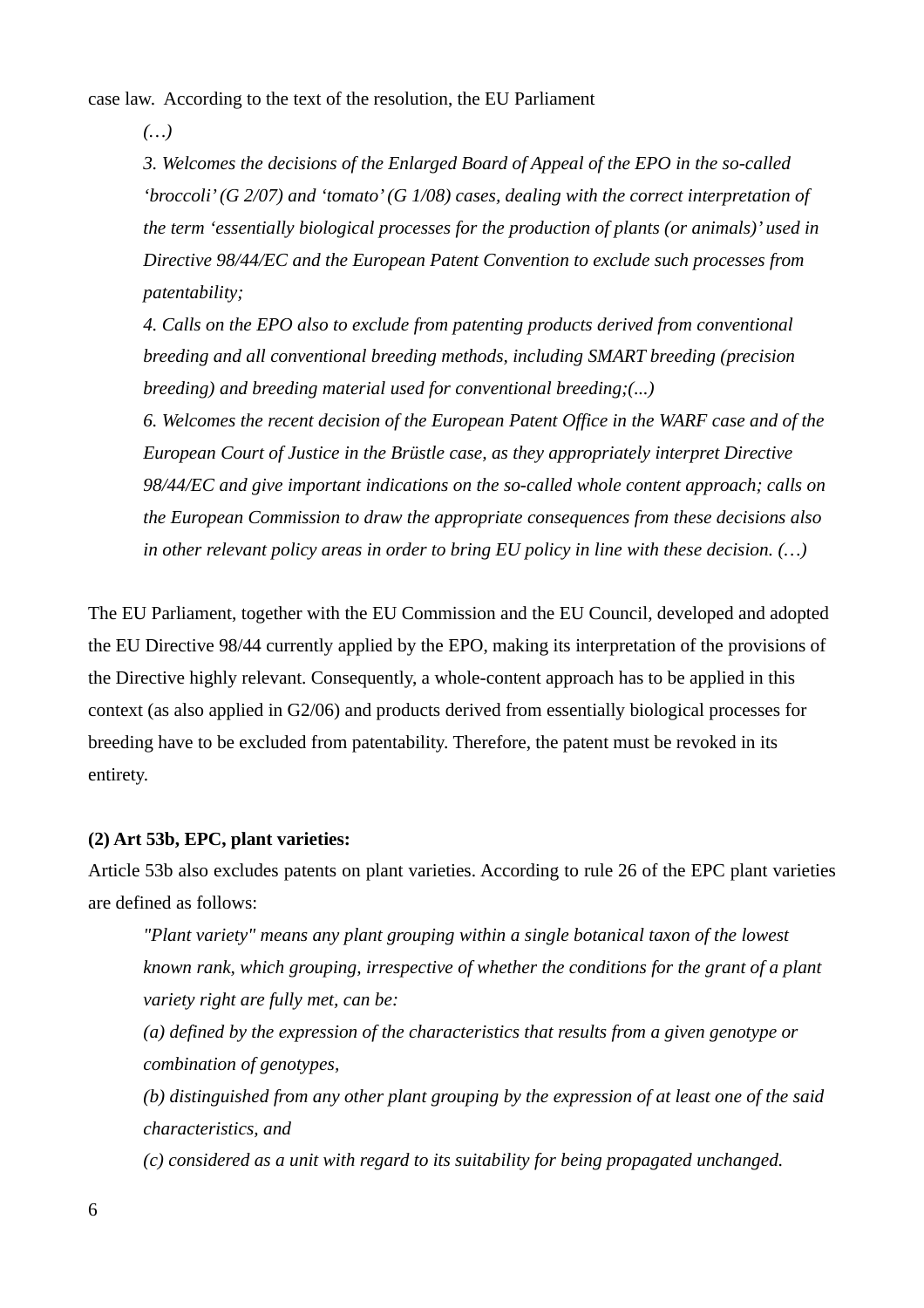case law. According to the text of the resolution, the EU Parliament

> *(…)*
>
> *3. Welcomes the decisions of the Enlarged Board of Appeal of the EPO in the so-called 'broccoli' (G 2/07) and 'tomato' (G 1/08) cases, dealing with the correct interpretation of the term 'essentially biological processes for the production of plants (or animals)' used in Directive 98/44/EC and the European Patent Convention to exclude such processes from patentability;*
>
> *4. Calls on the EPO also to exclude from patenting products derived from conventional breeding and all conventional breeding methods, including SMART breeding (precision breeding) and breeding material used for conventional breeding;(...)*
>
> *6. Welcomes the recent decision of the European Patent Office in the WARF case and of the European Court of Justice in the Brüstle case, as they appropriately interpret Directive 98/44/EC and give important indications on the so-called whole content approach; calls on the European Commission to draw the appropriate consequences from these decisions also in other relevant policy areas in order to bring EU policy in line with these decision. (…)*

The EU Parliament, together with the EU Commission and the EU Council, developed and adopted the EU Directive 98/44 currently applied by the EPO, making its interpretation of the provisions of the Directive highly relevant. Consequently, a whole-content approach has to be applied in this context (as also applied in G2/06) and products derived from essentially biological processes for breeding have to be excluded from patentability. Therefore, the patent must be revoked in its entirety.

**(2) Art 53b, EPC, plant varieties:**

Article 53b also excludes patents on plant varieties. According to rule 26 of the EPC plant varieties are defined as follows:

> *"Plant variety" means any plant grouping within a single botanical taxon of the lowest known rank, which grouping, irrespective of whether the conditions for the grant of a plant variety right are fully met, can be:*
>
> *(a) defined by the expression of the characteristics that results from a given genotype or combination of genotypes,*
>
> *(b) distinguished from any other plant grouping by the expression of at least one of the said characteristics, and*
>
> *(c) considered as a unit with regard to its suitability for being propagated unchanged.*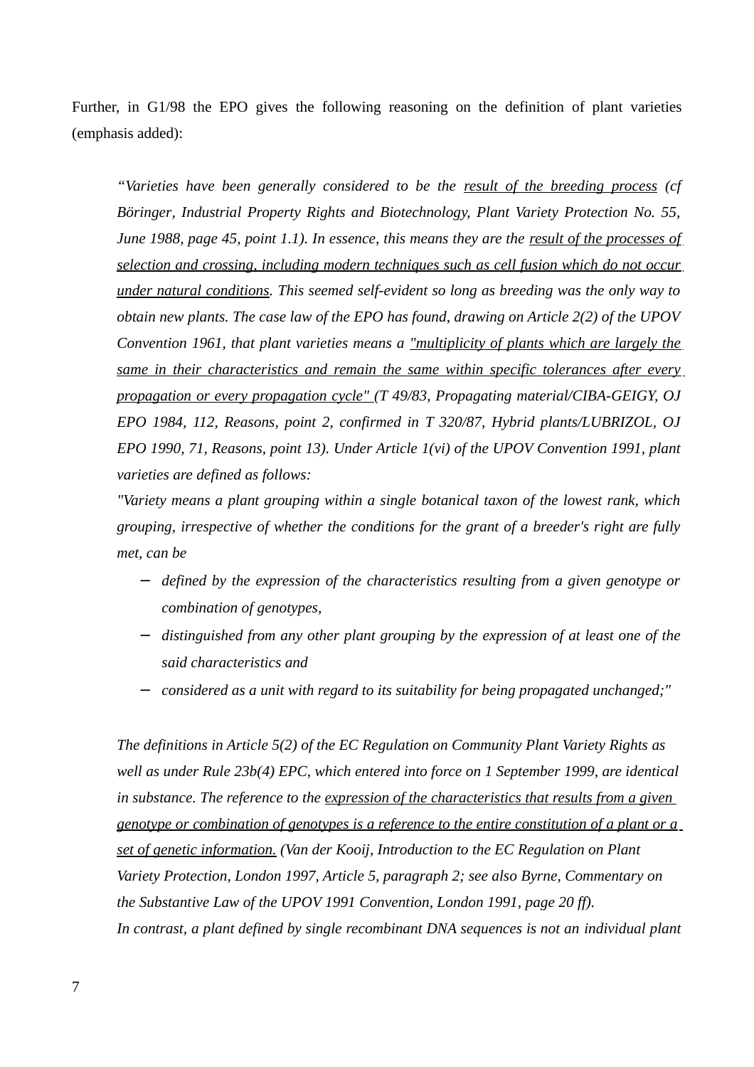Further, in G1/98 the EPO gives the following reasoning on the definition of plant varieties (emphasis added):

> *"Varieties have been generally considered to be the <u>result of the breeding process</u> (cf Böringer, Industrial Property Rights and Biotechnology, Plant Variety Protection No. 55, June 1988, page 45, point 1.1). In essence, this means they are the <u>result of the processes of selection and crossing, including modern techniques such as cell fusion which do not occur under natural conditions</u>. This seemed self-evident so long as breeding was the only way to obtain new plants. The case law of the EPO has found, drawing on Article 2(2) of the UPOV Convention 1961, that plant varieties means a <u>"multiplicity of plants which are largely the same in their characteristics and remain the same within specific tolerances after every propagation or every propagation cycle"</u> (T 49/83, Propagating material/CIBA-GEIGY, OJ EPO 1984, 112, Reasons, point 2, confirmed in T 320/87, Hybrid plants/LUBRIZOL, OJ EPO 1990, 71, Reasons, point 13). Under Article 1(vi) of the UPOV Convention 1991, plant varieties are defined as follows:*
>
> *"Variety means a plant grouping within a single botanical taxon of the lowest rank, which grouping, irrespective of whether the conditions for the grant of a breeder's right are fully met, can be*
>
> - *defined by the expression of the characteristics resulting from a given genotype or combination of genotypes,*
> - *distinguished from any other plant grouping by the expression of at least one of the said characteristics and*
> - *considered as a unit with regard to its suitability for being propagated unchanged;"*
>
> *The definitions in Article 5(2) of the EC Regulation on Community Plant Variety Rights as well as under Rule 23b(4) EPC, which entered into force on 1 September 1999, are identical in substance. The reference to the <u>expression of the characteristics that results from a given genotype or combination of genotypes is a reference to the entire constitution of a plant or a set of genetic information.</u> (Van der Kooij, Introduction to the EC Regulation on Plant Variety Protection, London 1997, Article 5, paragraph 2; see also Byrne, Commentary on the Substantive Law of the UPOV 1991 Convention, London 1991, page 20 ff).*
>
> *In contrast, a plant defined by single recombinant DNA sequences is not an individual plant*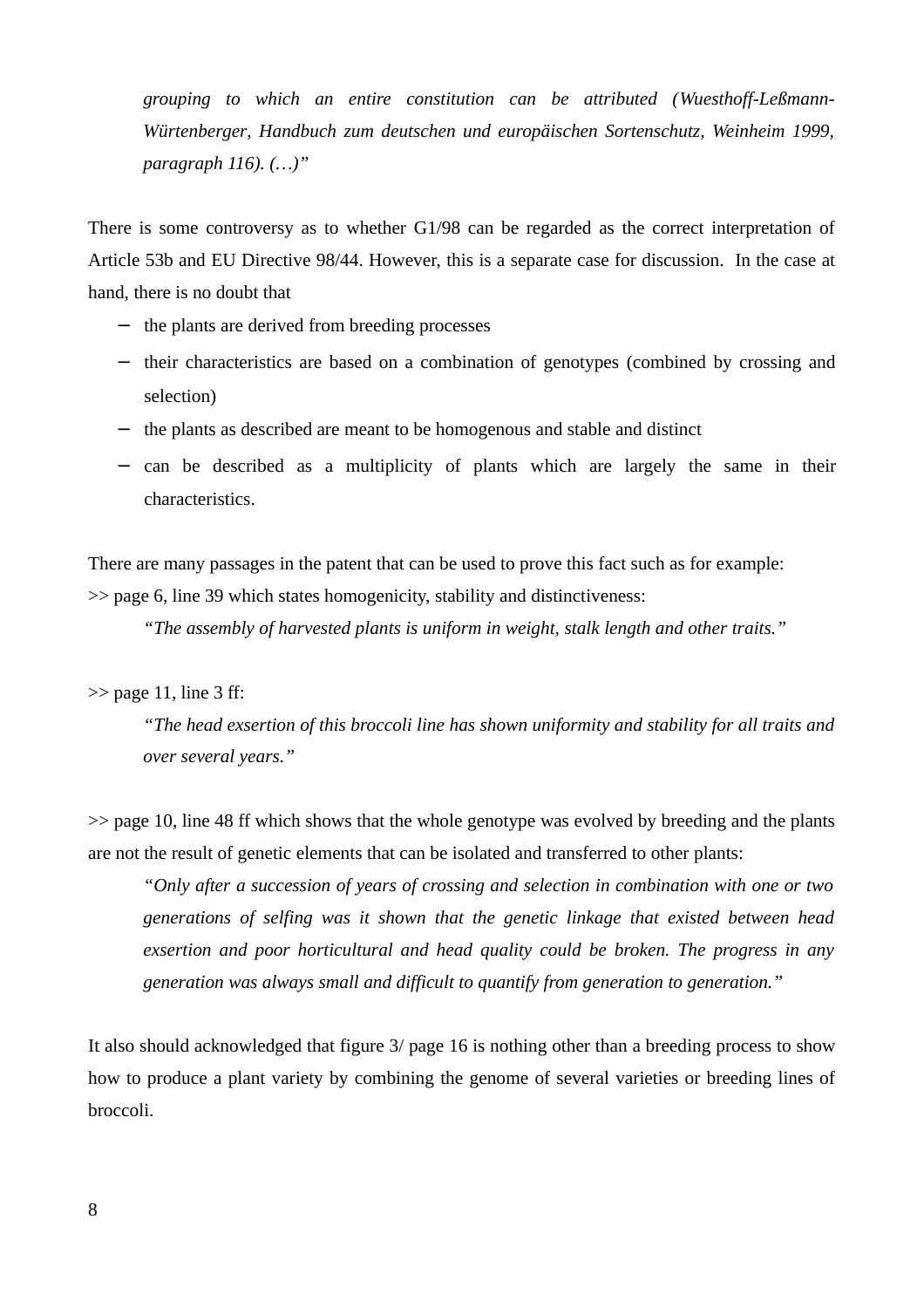> *grouping to which an entire constitution can be attributed (Wuesthoff-Leßmann-Würtenberger, Handbuch zum deutschen und europäischen Sortenschutz, Weinheim 1999, paragraph 116). (…)"*

There is some controversy as to whether G1/98 can be regarded as the correct interpretation of Article 53b and EU Directive 98/44. However, this is a separate case for discussion. In the case at hand, there is no doubt that

- the plants are derived from breeding processes
- their characteristics are based on a combination of genotypes (combined by crossing and selection)
- the plants as described are meant to be homogenous and stable and distinct
- can be described as a multiplicity of plants which are largely the same in their characteristics.

There are many passages in the patent that can be used to prove this fact such as for example:

>> page 6, line 39 which states homogenicity, stability and distinctiveness:

> *"The assembly of harvested plants is uniform in weight, stalk length and other traits."*

>> page 11, line 3 ff:

> *"The head exsertion of this broccoli line has shown uniformity and stability for all traits and over several years."*

>> page 10, line 48 ff which shows that the whole genotype was evolved by breeding and the plants are not the result of genetic elements that can be isolated and transferred to other plants:

> *"Only after a succession of years of crossing and selection in combination with one or two generations of selfing was it shown that the genetic linkage that existed between head exsertion and poor horticultural and head quality could be broken. The progress in any generation was always small and difficult to quantify from generation to generation."*

It also should acknowledged that figure 3/ page 16 is nothing other than a breeding process to show how to produce a plant variety by combining the genome of several varieties or breeding lines of broccoli.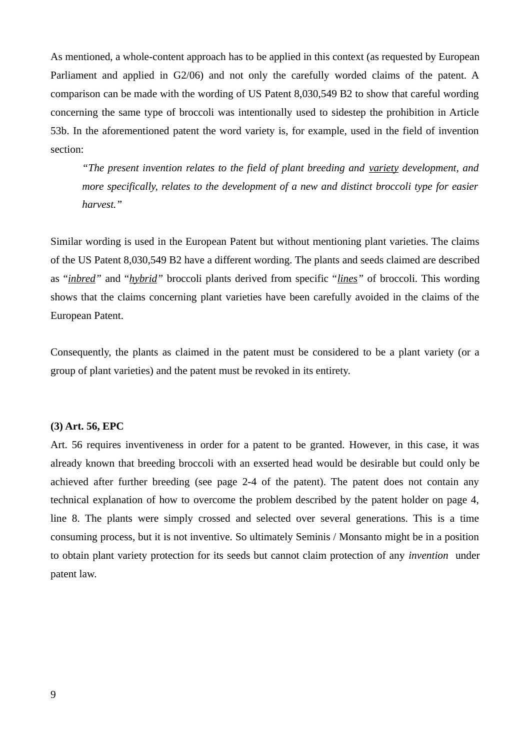As mentioned, a whole-content approach has to be applied in this context (as requested by European Parliament and applied in G2/06) and not only the carefully worded claims of the patent. A comparison can be made with the wording of US Patent 8,030,549 B2 to show that careful wording concerning the same type of broccoli was intentionally used to sidestep the prohibition in Article 53b. In the aforementioned patent the word variety is, for example, used in the field of invention section:

> *"The present invention relates to the field of plant breeding and <u>variety</u> development, and more specifically, relates to the development of a new and distinct broccoli type for easier harvest."*

Similar wording is used in the European Patent but without mentioning plant varieties. The claims of the US Patent 8,030,549 B2 have a different wording. The plants and seeds claimed are described as "*<u>inbred</u>*" and "*<u>hybrid</u>*" broccoli plants derived from specific "*<u>lines</u>*" of broccoli. This wording shows that the claims concerning plant varieties have been carefully avoided in the claims of the European Patent.

Consequently, the plants as claimed in the patent must be considered to be a plant variety (or a group of plant varieties) and the patent must be revoked in its entirety.

**(3) Art. 56, EPC**

Art. 56 requires inventiveness in order for a patent to be granted. However, in this case, it was already known that breeding broccoli with an exserted head would be desirable but could only be achieved after further breeding (see page 2-4 of the patent). The patent does not contain any technical explanation of how to overcome the problem described by the patent holder on page 4, line 8. The plants were simply crossed and selected over several generations. This is a time consuming process, but it is not inventive. So ultimately Seminis / Monsanto might be in a position to obtain plant variety protection for its seeds but cannot claim protection of any *invention* under patent law.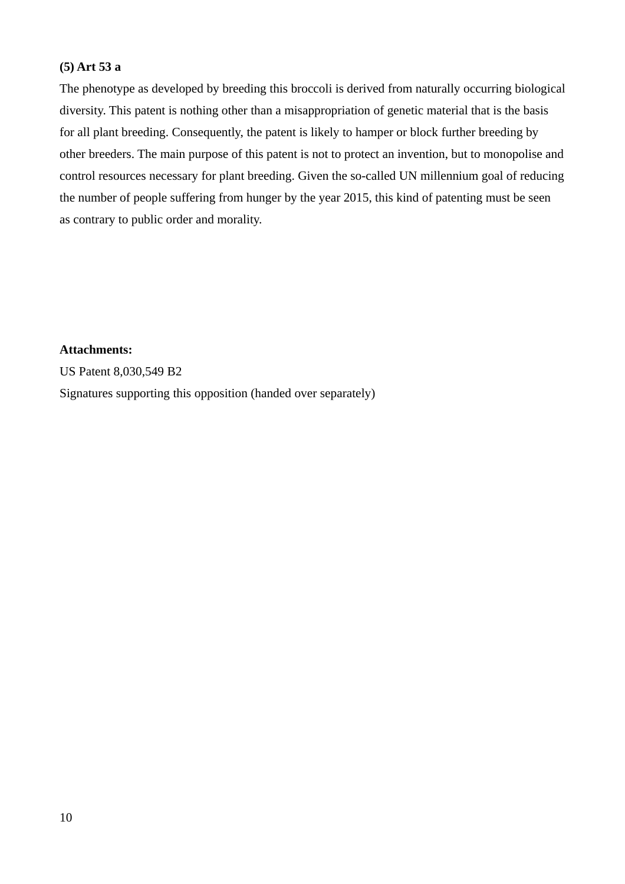**(5) Art 53 a**

The phenotype as developed by breeding this broccoli is derived from naturally occurring biological diversity. This patent is nothing other than a misappropriation of genetic material that is the basis for all plant breeding. Consequently, the patent is likely to hamper or block further breeding by other breeders. The main purpose of this patent is not to protect an invention, but to monopolise and control resources necessary for plant breeding. Given the so-called UN millennium goal of reducing the number of people suffering from hunger by the year 2015, this kind of patenting must be seen as contrary to public order and morality.

**Attachments:**

US Patent 8,030,549 B2

Signatures supporting this opposition (handed over separately)